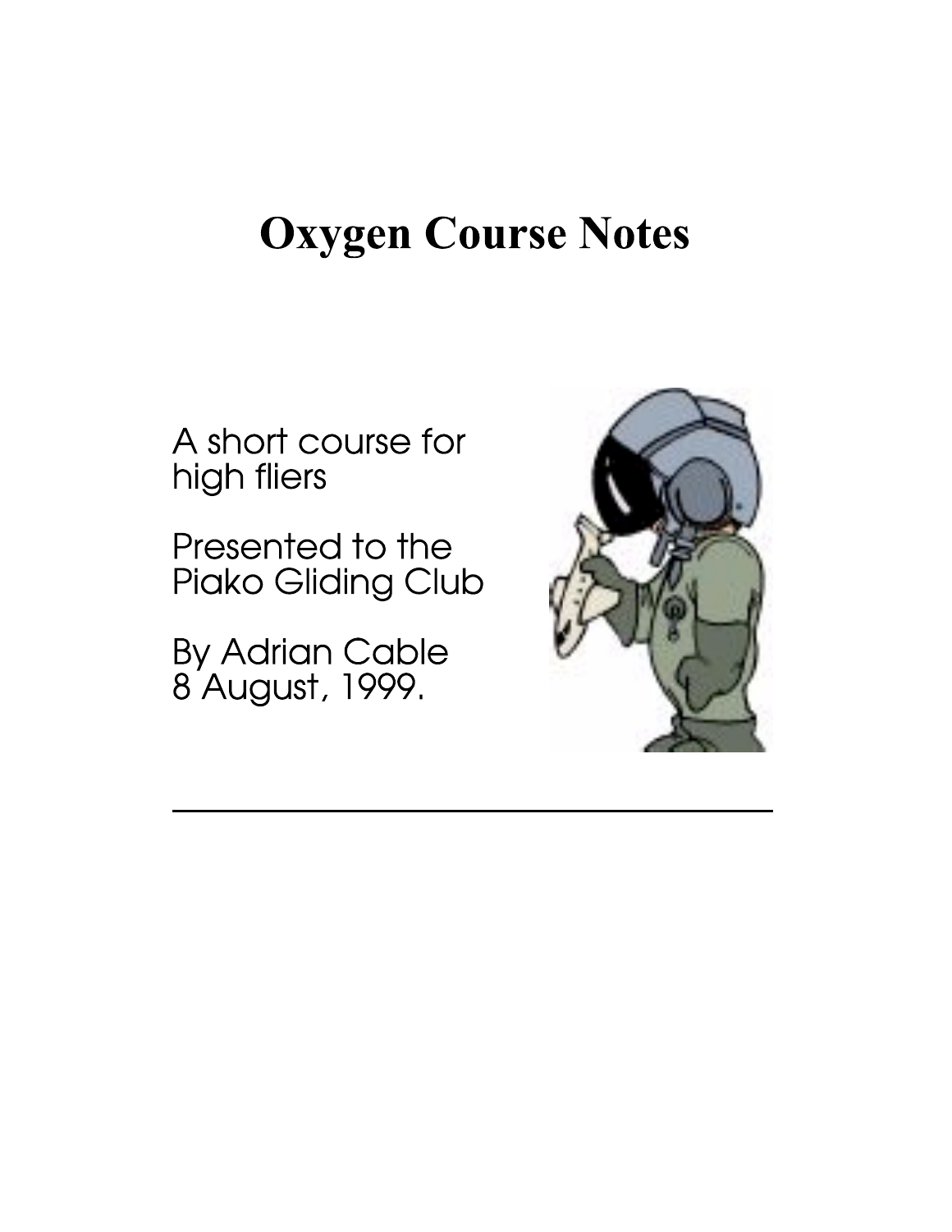# Oxygen Course Notes

A short course for high fliers

Presented to the Piako Gliding Club

By Adrian Cable
8 August, 1999.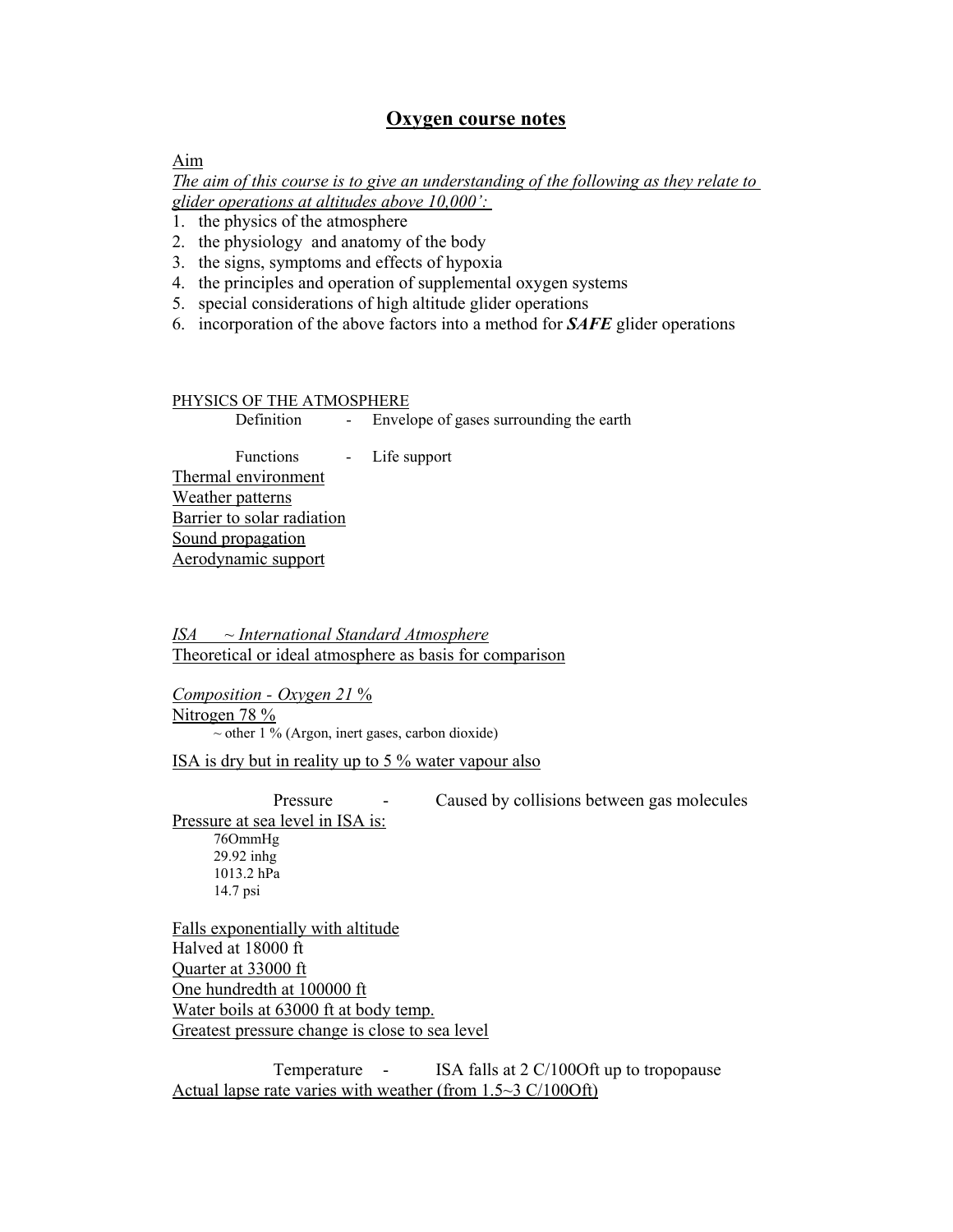# Oxygen course notes

Aim

*The aim of this course is to give an understanding of the following as they relate to glider operations at altitudes above 10,000':*

1. the physics of the atmosphere
2. the physiology and anatomy of the body
3. the signs, symptoms and effects of hypoxia
4. the principles and operation of supplemental oxygen systems
5. special considerations of high altitude glider operations
6. incorporation of the above factors into a method for ***SAFE*** glider operations

PHYSICS OF THE ATMOSPHERE

Definition - Envelope of gases surrounding the earth

Functions - Life support

Thermal environment

Weather patterns

Barrier to solar radiation

Sound propagation

Aerodynamic support

*ISA ~ International Standard Atmosphere*

Theoretical or ideal atmosphere as basis for comparison

*Composition - Oxygen 21* %

Nitrogen 78 %

~ other 1 % (Argon, inert gases, carbon dioxide)

ISA is dry but in reality up to 5 % water vapour also

Pressure - Caused by collisions between gas molecules

Pressure at sea level in ISA is:

76OmmHg
29.92 inhg
1013.2 hPa
14.7 psi

Falls exponentially with altitude

Halved at 18000 ft

Quarter at 33000 ft

One hundredth at 100000 ft

Water boils at 63000 ft at body temp.

Greatest pressure change is close to sea level

Temperature - ISA falls at 2 C/100Oft up to tropopause

Actual lapse rate varies with weather (from 1.5~3 C/100Oft)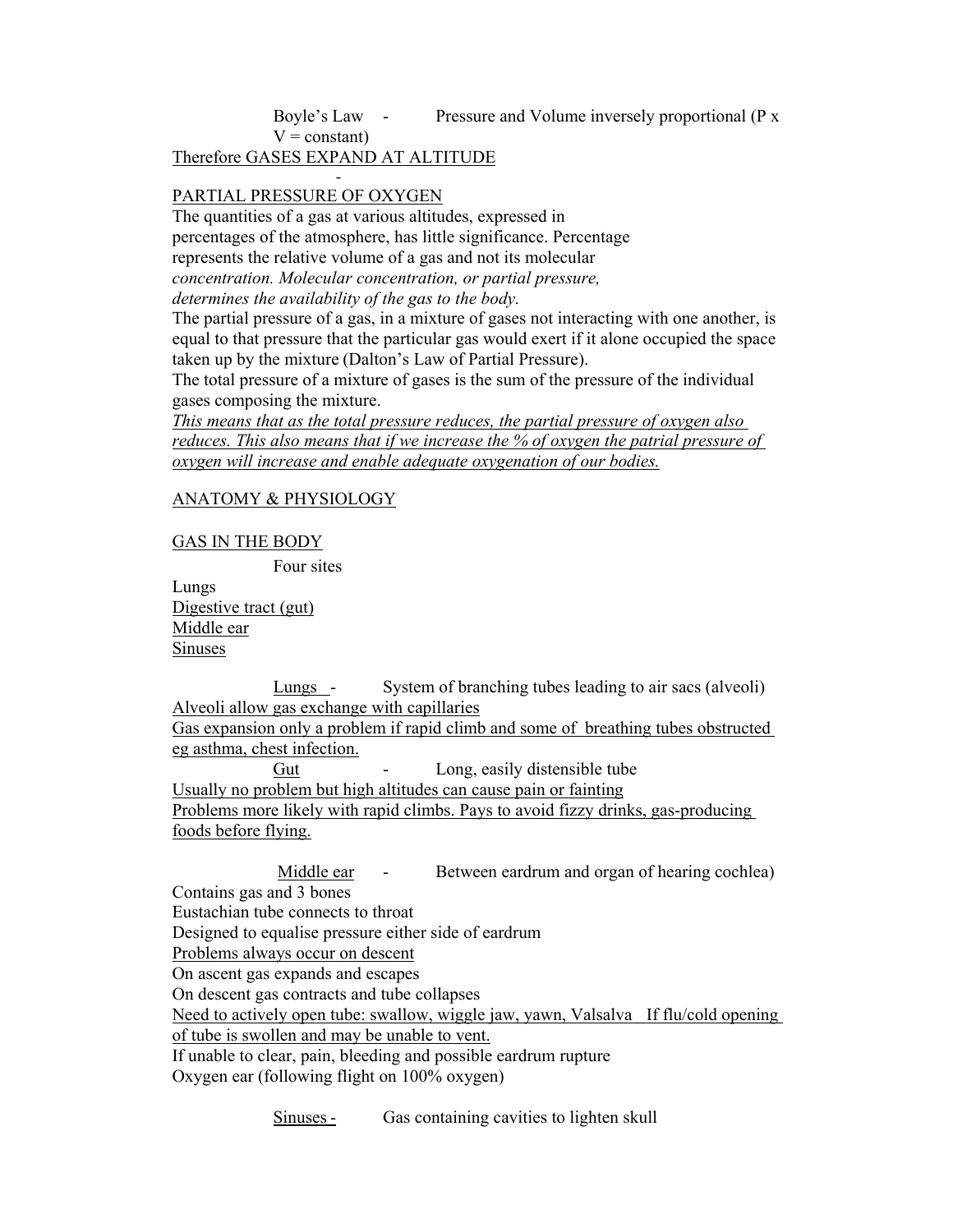Boyle's Law - Pressure and Volume inversely proportional ($P \times V = constant$)

Therefore GASES EXPAND AT ALTITUDE

-

PARTIAL PRESSURE OF OXYGEN

The quantities of a gas at various altitudes, expressed in percentages of the atmosphere, has little significance. Percentage represents the relative volume of a gas and not its molecular *concentration. Molecular concentration, or partial pressure, determines the availability of the gas to the body.*

The partial pressure of a gas, in a mixture of gases not interacting with one another, is equal to that pressure that the particular gas would exert if it alone occupied the space taken up by the mixture (Dalton's Law of Partial Pressure).

The total pressure of a mixture of gases is the sum of the pressure of the individual gases composing the mixture.

*This means that as the total pressure reduces, the partial pressure of oxygen also reduces. This also means that if we increase the % of oxygen the patrial pressure of oxygen will increase and enable adequate oxygenation of our bodies.*

ANATOMY & PHYSIOLOGY

GAS IN THE BODY

Four sites

Lungs
Digestive tract (gut)
Middle ear
Sinuses

Lungs - System of branching tubes leading to air sacs (alveoli)

Alveoli allow gas exchange with capillaries

Gas expansion only a problem if rapid climb and some of breathing tubes obstructed eg asthma, chest infection.

Gut - Long, easily distensible tube

Usually no problem but high altitudes can cause pain or fainting

Problems more likely with rapid climbs. Pays to avoid fizzy drinks, gas-producing foods before flying.

Middle ear - Between eardrum and organ of hearing cochlea)

Contains gas and 3 bones
Eustachian tube connects to throat
Designed to equalise pressure either side of eardrum
Problems always occur on descent
On ascent gas expands and escapes
On descent gas contracts and tube collapses
Need to actively open tube: swallow, wiggle jaw, yawn, Valsalva If flu/cold opening of tube is swollen and may be unable to vent.
If unable to clear, pain, bleeding and possible eardrum rupture
Oxygen ear (following flight on 100% oxygen)

Sinuses - Gas containing cavities to lighten skull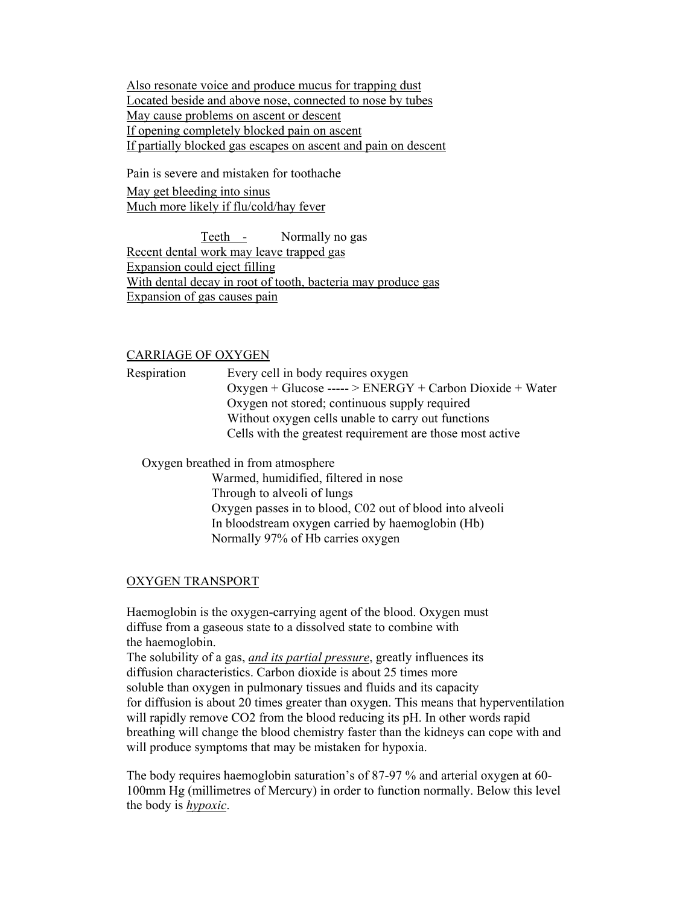Also resonate voice and produce mucus for trapping dust
Located beside and above nose, connected to nose by tubes
May cause problems on ascent or descent
If opening completely blocked pain on ascent
If partially blocked gas escapes on ascent and pain on descent

Pain is severe and mistaken for toothache

May get bleeding into sinus
Much more likely if flu/cold/hay fever

Teeth - Normally no gas

Recent dental work may leave trapped gas
Expansion could eject filling
With dental decay in root of tooth, bacteria may produce gas
Expansion of gas causes pain

## CARRIAGE OF OXYGEN

Respiration
- Every cell in body requires oxygen
- Oxygen + Glucose -----> ENERGY + Carbon Dioxide + Water
- Oxygen not stored; continuous supply required
- Without oxygen cells unable to carry out functions
- Cells with the greatest requirement are those most active

Oxygen breathed in from atmosphere
- Warmed, humidified, filtered in nose
- Through to alveoli of lungs
- Oxygen passes in to blood, $CO_2$ out of blood into alveoli
- In bloodstream oxygen carried by haemoglobin (Hb)
- Normally 97% of Hb carries oxygen

## OXYGEN TRANSPORT

Haemoglobin is the oxygen-carrying agent of the blood. Oxygen must diffuse from a gaseous state to a dissolved state to combine with the haemoglobin.

The solubility of a gas, *and its partial pressure*, greatly influences its diffusion characteristics. Carbon dioxide is about 25 times more soluble than oxygen in pulmonary tissues and fluids and its capacity for diffusion is about 20 times greater than oxygen. This means that hyperventilation will rapidly remove $CO_2$ from the blood reducing its pH. In other words rapid breathing will change the blood chemistry faster than the kidneys can cope with and will produce symptoms that may be mistaken for hypoxia.

The body requires haemoglobin saturation's of 87-97 % and arterial oxygen at 60-100mm Hg (millimetres of Mercury) in order to function normally. Below this level the body is *hypoxic*.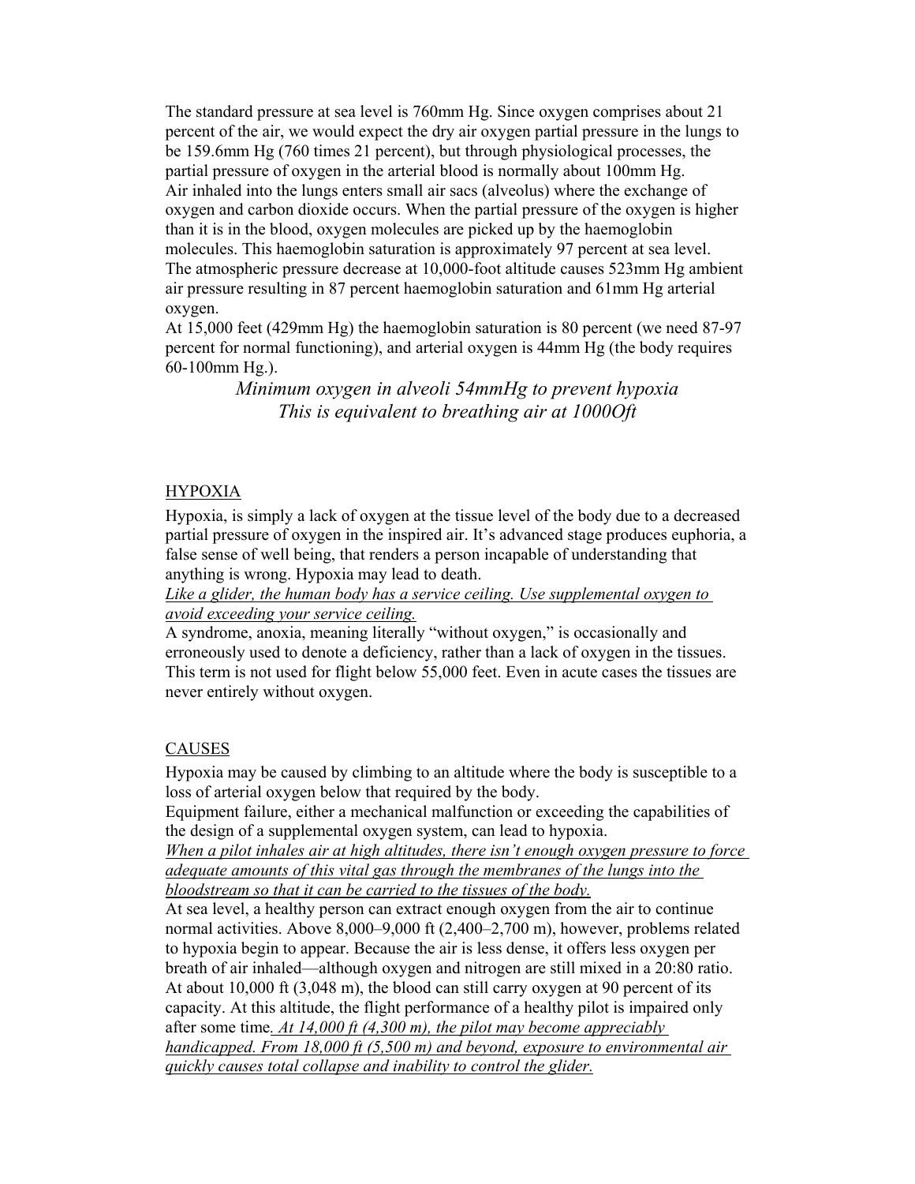The standard pressure at sea level is 760mm Hg. Since oxygen comprises about 21 percent of the air, we would expect the dry air oxygen partial pressure in the lungs to be 159.6mm Hg (760 times 21 percent), but through physiological processes, the partial pressure of oxygen in the arterial blood is normally about 100mm Hg.
Air inhaled into the lungs enters small air sacs (alveolus) where the exchange of oxygen and carbon dioxide occurs. When the partial pressure of the oxygen is higher than it is in the blood, oxygen molecules are picked up by the haemoglobin molecules. This haemoglobin saturation is approximately 97 percent at sea level.
The atmospheric pressure decrease at 10,000-foot altitude causes 523mm Hg ambient air pressure resulting in 87 percent haemoglobin saturation and 61mm Hg arterial oxygen.
At 15,000 feet (429mm Hg) the haemoglobin saturation is 80 percent (we need 87-97 percent for normal functioning), and arterial oxygen is 44mm Hg (the body requires 60-100mm Hg.).

*Minimum oxygen in alveoli 54mmHg to prevent hypoxia*
*This is equivalent to breathing air at 1000Oft*

## HYPOXIA

Hypoxia, is simply a lack of oxygen at the tissue level of the body due to a decreased partial pressure of oxygen in the inspired air. It's advanced stage produces euphoria, a false sense of well being, that renders a person incapable of understanding that anything is wrong. Hypoxia may lead to death.
*Like a glider, the human body has a service ceiling. Use supplemental oxygen to avoid exceeding your service ceiling.*
A syndrome, anoxia, meaning literally "without oxygen," is occasionally and erroneously used to denote a deficiency, rather than a lack of oxygen in the tissues. This term is not used for flight below 55,000 feet. Even in acute cases the tissues are never entirely without oxygen.

## CAUSES

Hypoxia may be caused by climbing to an altitude where the body is susceptible to a loss of arterial oxygen below that required by the body.
Equipment failure, either a mechanical malfunction or exceeding the capabilities of the design of a supplemental oxygen system, can lead to hypoxia.
*When a pilot inhales air at high altitudes, there isn't enough oxygen pressure to force adequate amounts of this vital gas through the membranes of the lungs into the bloodstream so that it can be carried to the tissues of the body.*
At sea level, a healthy person can extract enough oxygen from the air to continue normal activities. Above 8,000–9,000 ft (2,400–2,700 m), however, problems related to hypoxia begin to appear. Because the air is less dense, it offers less oxygen per breath of air inhaled—although oxygen and nitrogen are still mixed in a 20:80 ratio. At about 10,000 ft (3,048 m), the blood can still carry oxygen at 90 percent of its capacity. At this altitude, the flight performance of a healthy pilot is impaired only after some time*. At 14,000 ft (4,300 m), the pilot may become appreciably handicapped. From 18,000 ft (5,500 m) and beyond, exposure to environmental air quickly causes total collapse and inability to control the glider.*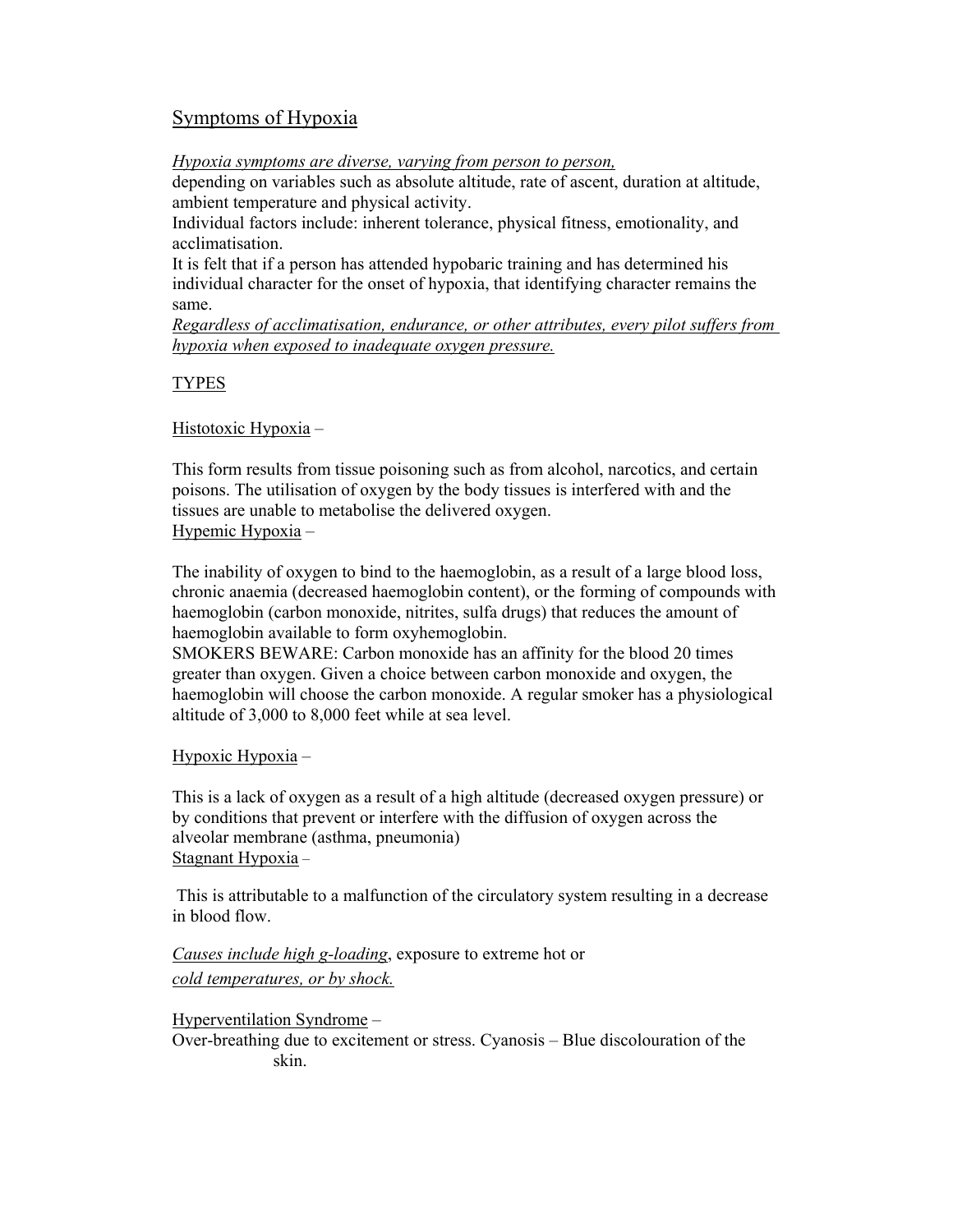## Symptoms of Hypoxia

*Hypoxia symptoms are diverse, varying from person to person,* depending on variables such as absolute altitude, rate of ascent, duration at altitude, ambient temperature and physical activity.

Individual factors include: inherent tolerance, physical fitness, emotionality, and acclimatisation.

It is felt that if a person has attended hypobaric training and has determined his individual character for the onset of hypoxia, that identifying character remains the same.

*Regardless of acclimatisation, endurance, or other attributes, every pilot suffers from hypoxia when exposed to inadequate oxygen pressure.*

### TYPES

**Histotoxic Hypoxia** –

This form results from tissue poisoning such as from alcohol, narcotics, and certain poisons. The utilisation of oxygen by the body tissues is interfered with and the tissues are unable to metabolise the delivered oxygen.

**Hypemic Hypoxia** –

The inability of oxygen to bind to the haemoglobin, as a result of a large blood loss, chronic anaemia (decreased haemoglobin content), or the forming of compounds with haemoglobin (carbon monoxide, nitrites, sulfa drugs) that reduces the amount of haemoglobin available to form oxyhemoglobin.

SMOKERS BEWARE: Carbon monoxide has an affinity for the blood 20 times greater than oxygen. Given a choice between carbon monoxide and oxygen, the haemoglobin will choose the carbon monoxide. A regular smoker has a physiological altitude of 3,000 to 8,000 feet while at sea level.

**Hypoxic Hypoxia** –

This is a lack of oxygen as a result of a high altitude (decreased oxygen pressure) or by conditions that prevent or interfere with the diffusion of oxygen across the alveolar membrane (asthma, pneumonia)

**Stagnant Hypoxia** –

This is attributable to a malfunction of the circulatory system resulting in a decrease in blood flow.

*Causes include high g-loading*, exposure to extreme hot or *cold temperatures, or by shock.*

**Hyperventilation Syndrome** –

Over-breathing due to excitement or stress. Cyanosis – Blue discolouration of the skin.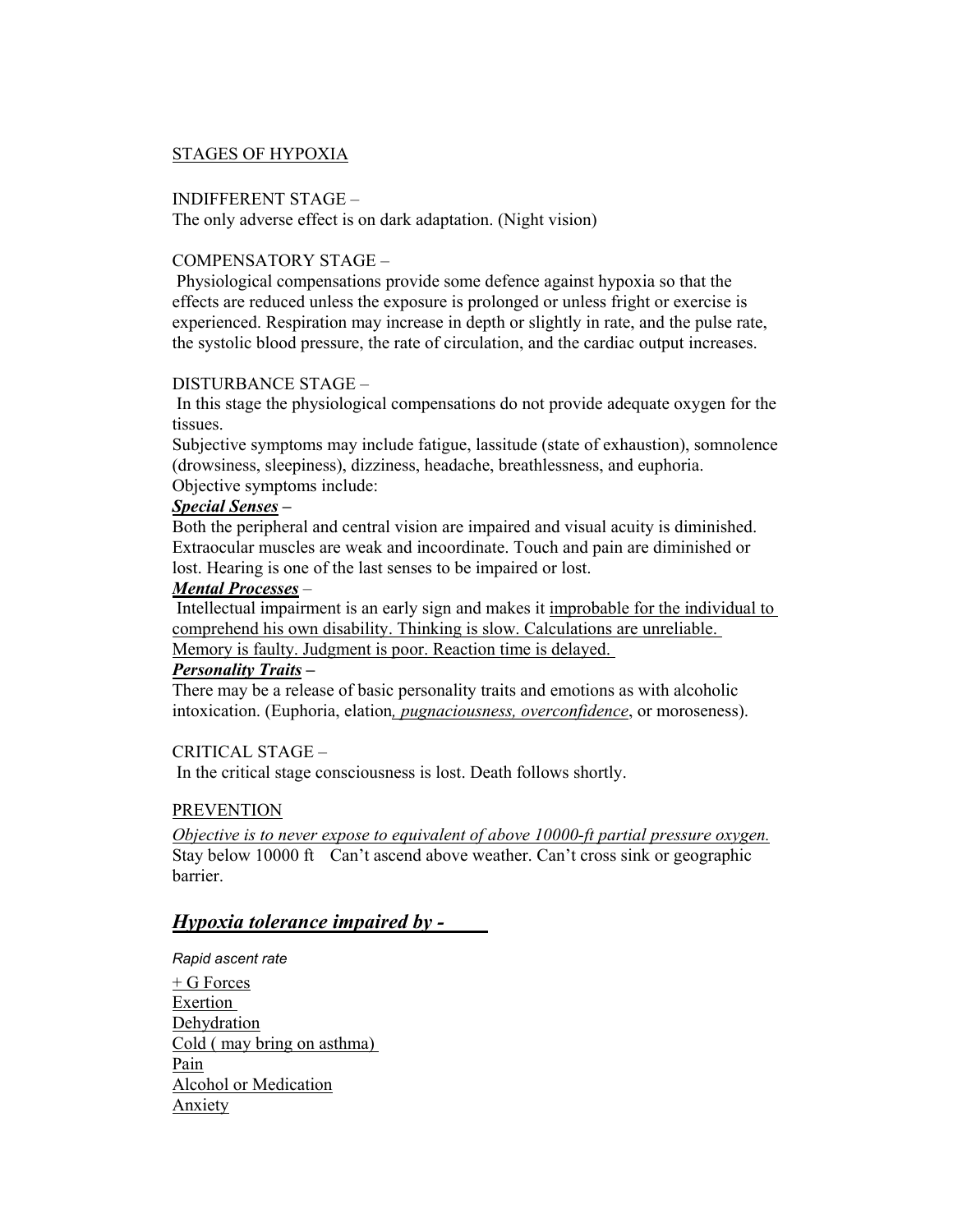## STAGES OF HYPOXIA

INDIFFERENT STAGE –
The only adverse effect is on dark adaptation. (Night vision)

COMPENSATORY STAGE –
Physiological compensations provide some defence against hypoxia so that the effects are reduced unless the exposure is prolonged or unless fright or exercise is experienced. Respiration may increase in depth or slightly in rate, and the pulse rate, the systolic blood pressure, the rate of circulation, and the cardiac output increases.

DISTURBANCE STAGE –
In this stage the physiological compensations do not provide adequate oxygen for the tissues.
Subjective symptoms may include fatigue, lassitude (state of exhaustion), somnolence (drowsiness, sleepiness), dizziness, headache, breathlessness, and euphoria.
Objective symptoms include:

***Special Senses*** **–**
Both the peripheral and central vision are impaired and visual acuity is diminished. Extraocular muscles are weak and incoordinate. Touch and pain are diminished or lost. Hearing is one of the last senses to be impaired or lost.

***Mental Processes*** –
Intellectual impairment is an early sign and makes it improbable for the individual to comprehend his own disability. Thinking is slow. Calculations are unreliable. Memory is faulty. Judgment is poor. Reaction time is delayed.

***Personality Traits*** **–**
There may be a release of basic personality traits and emotions as with alcoholic intoxication. (Euphoria, elation*, pugnaciousness, overconfidence*, or moroseness).

CRITICAL STAGE –
In the critical stage consciousness is lost. Death follows shortly.

## PREVENTION

*Objective is to never expose to equivalent of above 10000-ft partial pressure oxygen.*
Stay below 10000 ft   Can't ascend above weather. Can't cross sink or geographic barrier.

## ***Hypoxia tolerance impaired by -***

*Rapid ascent rate*
+ G Forces
Exertion
Dehydration
Cold ( may bring on asthma)
Pain
Alcohol or Medication
Anxiety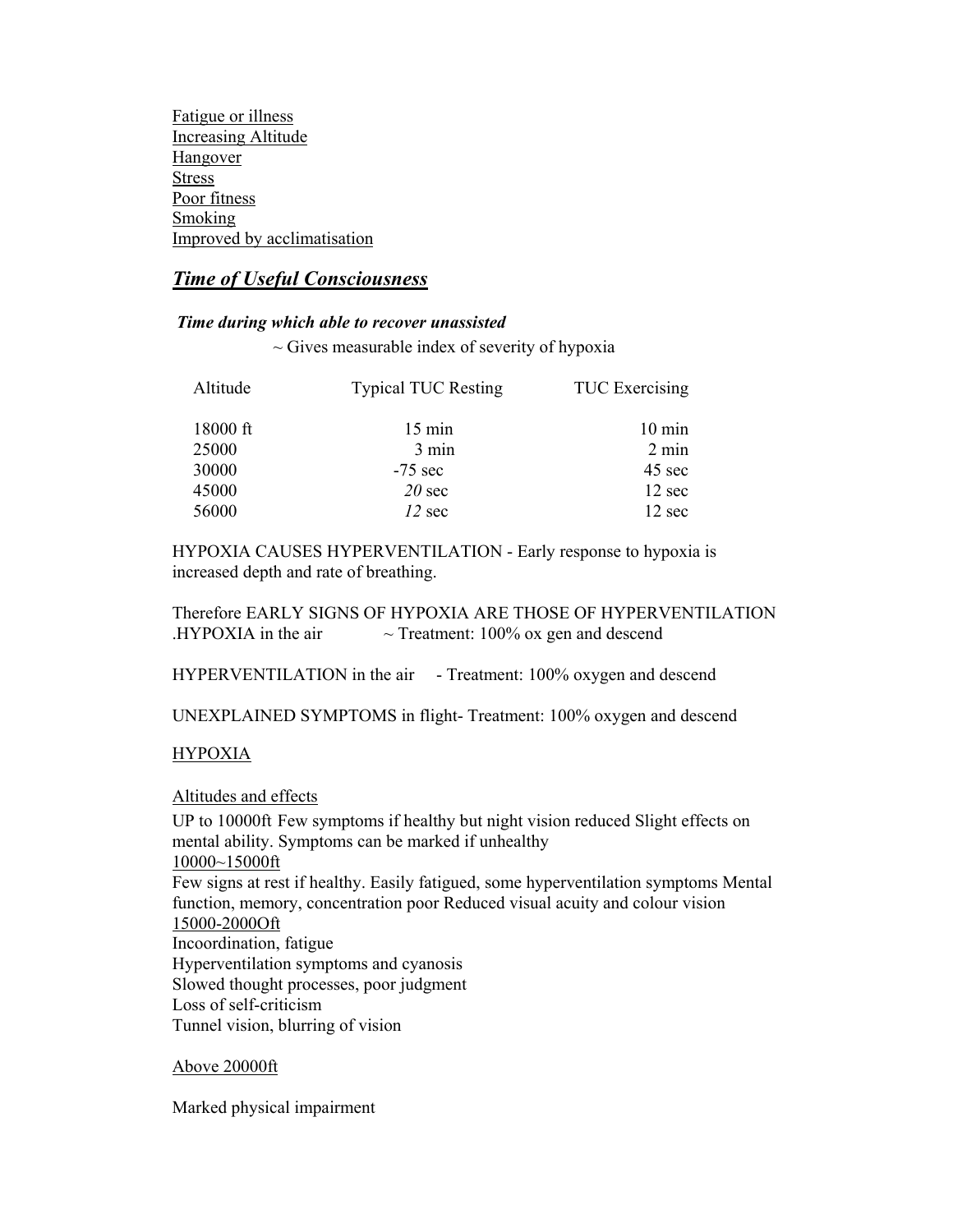Fatigue or illness
Increasing Altitude
Hangover
Stress
Poor fitness
Smoking
Improved by acclimatisation

## ***Time of Useful Consciousness***

***Time during which able to recover unassisted***

~ Gives measurable index of severity of hypoxia

| Altitude | Typical TUC Resting | TUC Exercising |
|---|---|---|
| 18000 ft | 15 min | 10 min |
| 25000 | 3 min | 2 min |
| 30000 | -75 sec | 45 sec |
| 45000 | *20* sec | 12 sec |
| 56000 | *12* sec | 12 sec |

HYPOXIA CAUSES HYPERVENTILATION - Early response to hypoxia is increased depth and rate of breathing.

Therefore EARLY SIGNS OF HYPOXIA ARE THOSE OF HYPERVENTILATION .HYPOXIA in the air ~ Treatment: 100% ox gen and descend

HYPERVENTILATION in the air - Treatment: 100% oxygen and descend

UNEXPLAINED SYMPTOMS in flight- Treatment: 100% oxygen and descend

HYPOXIA

Altitudes and effects

UP to 10000ft Few symptoms if healthy but night vision reduced Slight effects on mental ability. Symptoms can be marked if unhealthy

10000~15000ft

Few signs at rest if healthy. Easily fatigued, some hyperventilation symptoms Mental function, memory, concentration poor Reduced visual acuity and colour vision

15000-2000Oft

Incoordination, fatigue
Hyperventilation symptoms and cyanosis
Slowed thought processes, poor judgment
Loss of self-criticism
Tunnel vision, blurring of vision

Above 20000ft

Marked physical impairment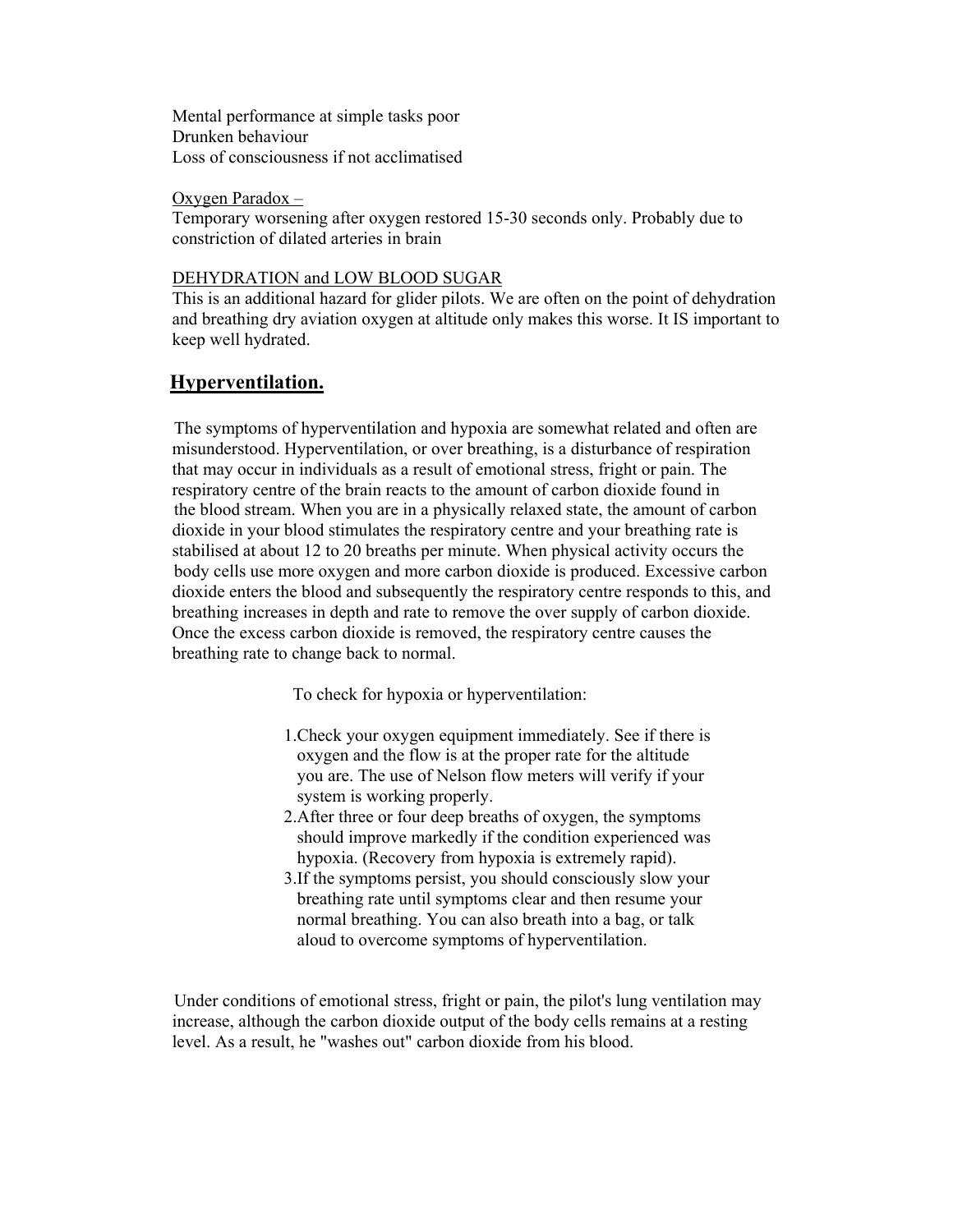Mental performance at simple tasks poor
Drunken behaviour
Loss of consciousness if not acclimatised

Oxygen Paradox –
Temporary worsening after oxygen restored 15-30 seconds only. Probably due to constriction of dilated arteries in brain

DEHYDRATION and LOW BLOOD SUGAR
This is an additional hazard for glider pilots. We are often on the point of dehydration and breathing dry aviation oxygen at altitude only makes this worse. It IS important to keep well hydrated.

## Hyperventilation.

The symptoms of hyperventilation and hypoxia are somewhat related and often are misunderstood. Hyperventilation, or over breathing, is a disturbance of respiration that may occur in individuals as a result of emotional stress, fright or pain. The respiratory centre of the brain reacts to the amount of carbon dioxide found in the blood stream. When you are in a physically relaxed state, the amount of carbon dioxide in your blood stimulates the respiratory centre and your breathing rate is stabilised at about 12 to 20 breaths per minute. When physical activity occurs the body cells use more oxygen and more carbon dioxide is produced. Excessive carbon dioxide enters the blood and subsequently the respiratory centre responds to this, and breathing increases in depth and rate to remove the over supply of carbon dioxide. Once the excess carbon dioxide is removed, the respiratory centre causes the breathing rate to change back to normal.

To check for hypoxia or hyperventilation:

1. Check your oxygen equipment immediately. See if there is oxygen and the flow is at the proper rate for the altitude you are. The use of Nelson flow meters will verify if your system is working properly.
2. After three or four deep breaths of oxygen, the symptoms should improve markedly if the condition experienced was hypoxia. (Recovery from hypoxia is extremely rapid).
3. If the symptoms persist, you should consciously slow your breathing rate until symptoms clear and then resume your normal breathing. You can also breath into a bag, or talk aloud to overcome symptoms of hyperventilation.

Under conditions of emotional stress, fright or pain, the pilot's lung ventilation may increase, although the carbon dioxide output of the body cells remains at a resting level. As a result, he "washes out" carbon dioxide from his blood.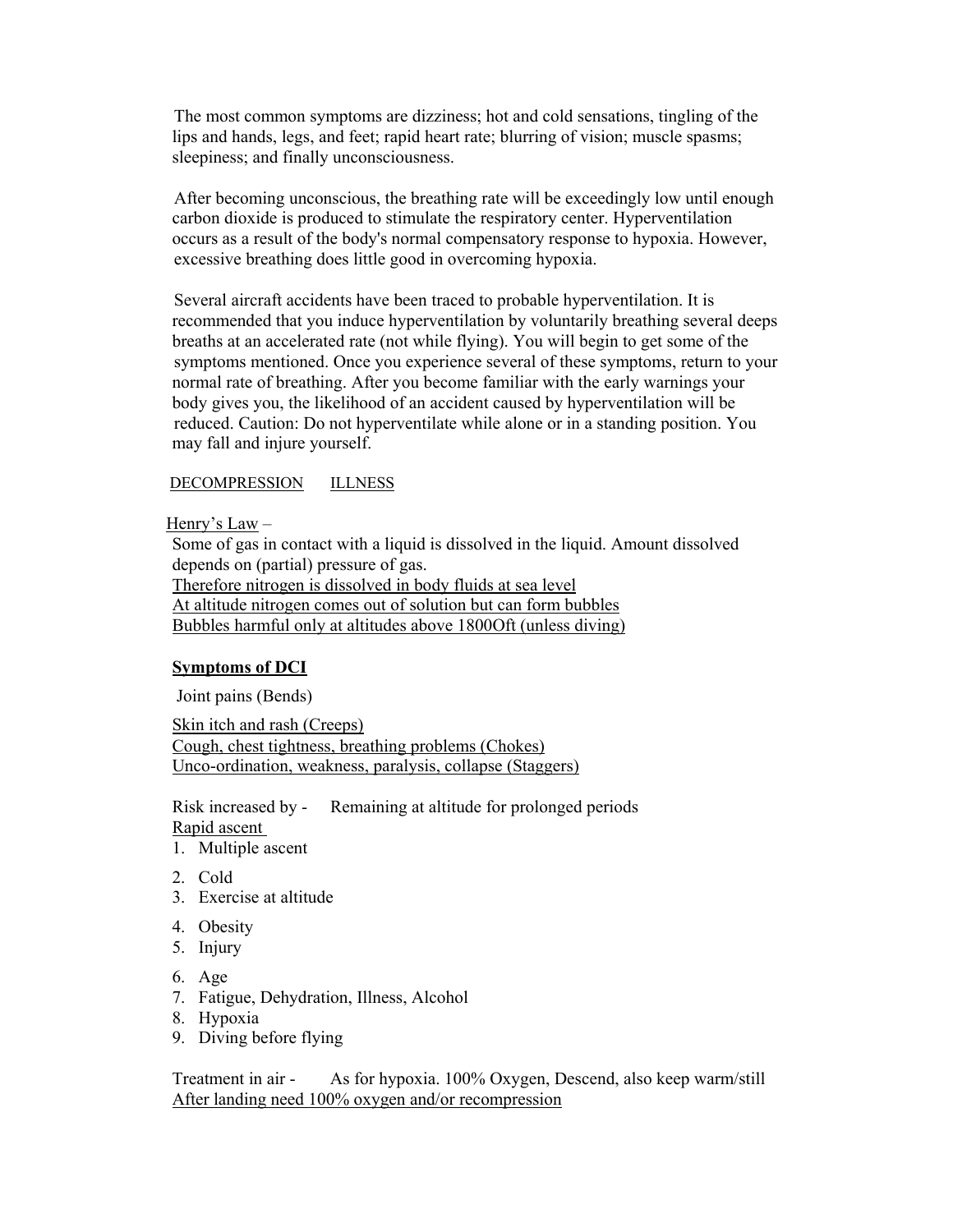The most common symptoms are dizziness; hot and cold sensations, tingling of the lips and hands, legs, and feet; rapid heart rate; blurring of vision; muscle spasms; sleepiness; and finally unconsciousness.

After becoming unconscious, the breathing rate will be exceedingly low until enough carbon dioxide is produced to stimulate the respiratory center. Hyperventilation occurs as a result of the body's normal compensatory response to hypoxia. However, excessive breathing does little good in overcoming hypoxia.

Several aircraft accidents have been traced to probable hyperventilation. It is recommended that you induce hyperventilation by voluntarily breathing several deeps breaths at an accelerated rate (not while flying). You will begin to get some of the symptoms mentioned. Once you experience several of these symptoms, return to your normal rate of breathing. After you become familiar with the early warnings your body gives you, the likelihood of an accident caused by hyperventilation will be reduced. Caution: Do not hyperventilate while alone or in a standing position. You may fall and injure yourself.

## DECOMPRESSION ILLNESS

Henry's Law –

Some of gas in contact with a liquid is dissolved in the liquid. Amount dissolved depends on (partial) pressure of gas.
Therefore nitrogen is dissolved in body fluids at sea level
At altitude nitrogen comes out of solution but can form bubbles
Bubbles harmful only at altitudes above 1800Oft (unless diving)

### Symptoms of DCI

Joint pains (Bends)

Skin itch and rash (Creeps)
Cough, chest tightness, breathing problems (Chokes)
Unco-ordination, weakness, paralysis, collapse (Staggers)

Risk increased by - Remaining at altitude for prolonged periods
Rapid ascent

1. Multiple ascent
2. Cold
3. Exercise at altitude
4. Obesity
5. Injury
6. Age
7. Fatigue, Dehydration, Illness, Alcohol
8. Hypoxia
9. Diving before flying

Treatment in air - As for hypoxia. 100% Oxygen, Descend, also keep warm/still
After landing need 100% oxygen and/or recompression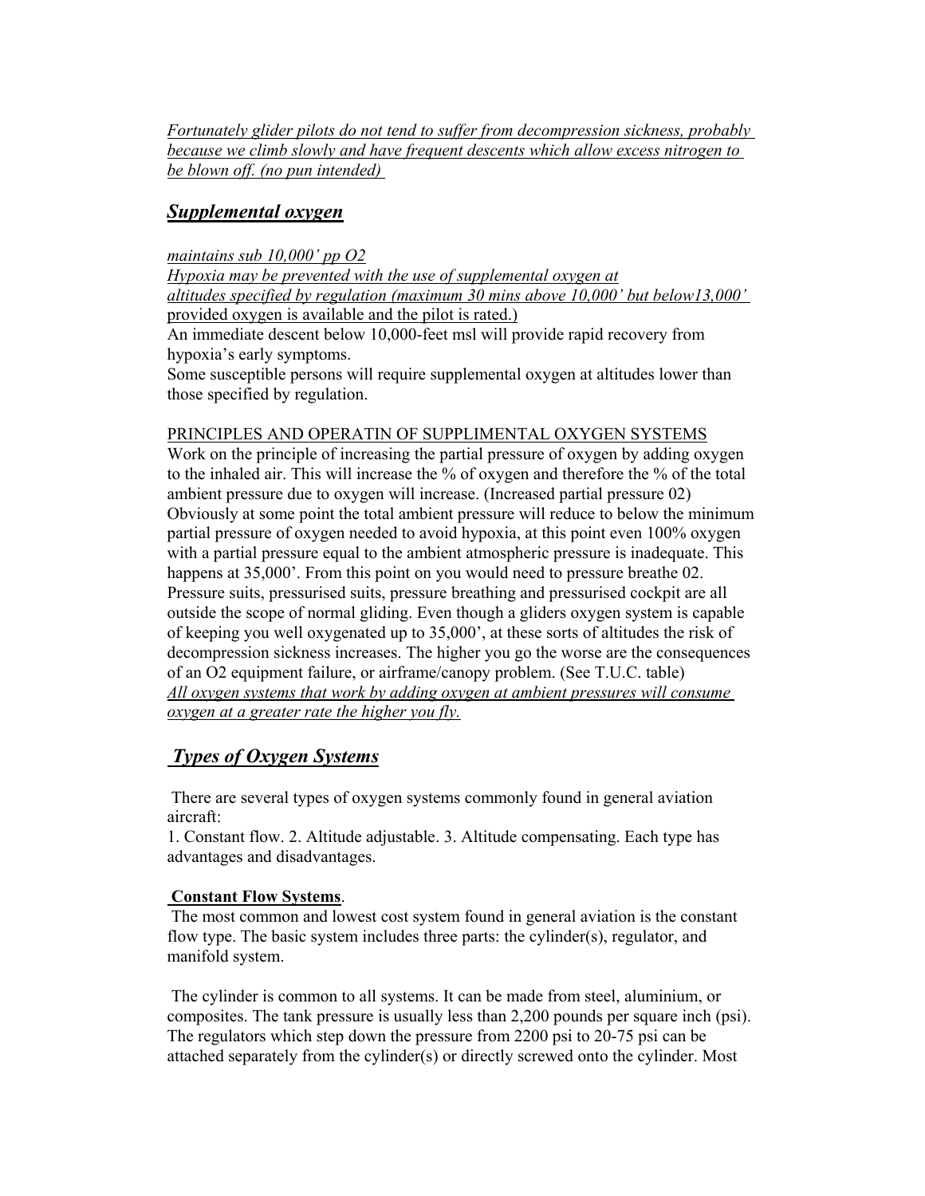*Fortunately glider pilots do not tend to suffer from decompression sickness, probably because we climb slowly and have frequent descents which allow excess nitrogen to be blown off. (no pun intended)*

## ***Supplemental oxygen***

*maintains sub 10,000' pp O2*
*Hypoxia may be prevented with the use of supplemental oxygen at altitudes specified by regulation (maximum 30 mins above 10,000' but below13,000'* provided oxygen is available and the pilot is rated.)
An immediate descent below 10,000-feet msl will provide rapid recovery from hypoxia's early symptoms.
Some susceptible persons will require supplemental oxygen at altitudes lower than those specified by regulation.

PRINCIPLES AND OPERATIN OF SUPPLIMENTAL OXYGEN SYSTEMS
Work on the principle of increasing the partial pressure of oxygen by adding oxygen to the inhaled air. This will increase the % of oxygen and therefore the % of the total ambient pressure due to oxygen will increase. (Increased partial pressure 02) Obviously at some point the total ambient pressure will reduce to below the minimum partial pressure of oxygen needed to avoid hypoxia, at this point even 100% oxygen with a partial pressure equal to the ambient atmospheric pressure is inadequate. This happens at 35,000'. From this point on you would need to pressure breathe 02. Pressure suits, pressurised suits, pressure breathing and pressurised cockpit are all outside the scope of normal gliding. Even though a gliders oxygen system is capable of keeping you well oxygenated up to 35,000', at these sorts of altitudes the risk of decompression sickness increases. The higher you go the worse are the consequences of an O2 equipment failure, or airframe/canopy problem. (See T.U.C. table)
*All oxygen systems that work by adding oxygen at ambient pressures will consume oxygen at a greater rate the higher you fly.*

## ***Types of Oxygen Systems***

There are several types of oxygen systems commonly found in general aviation aircraft:
1. Constant flow. 2. Altitude adjustable. 3. Altitude compensating. Each type has advantages and disadvantages.

**Constant Flow Systems**.
The most common and lowest cost system found in general aviation is the constant flow type. The basic system includes three parts: the cylinder(s), regulator, and manifold system.

The cylinder is common to all systems. It can be made from steel, aluminium, or composites. The tank pressure is usually less than 2,200 pounds per square inch (psi). The regulators which step down the pressure from 2200 psi to 20-75 psi can be attached separately from the cylinder(s) or directly screwed onto the cylinder. Most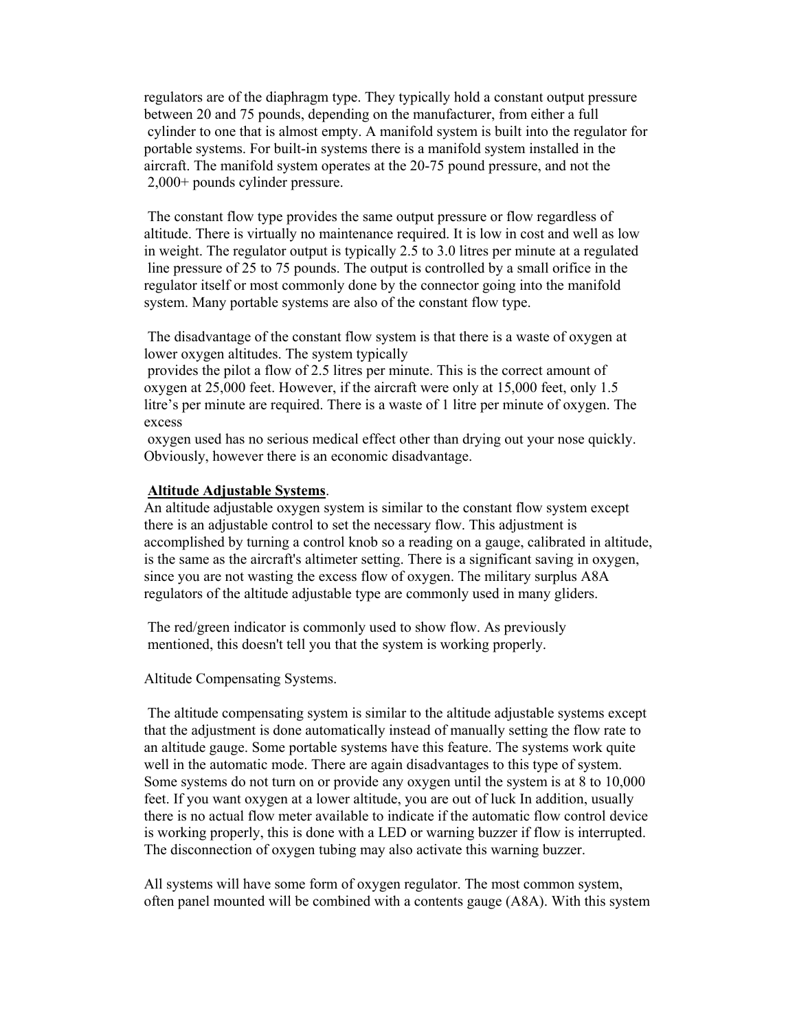regulators are of the diaphragm type. They typically hold a constant output pressure between 20 and 75 pounds, depending on the manufacturer, from either a full cylinder to one that is almost empty. A manifold system is built into the regulator for portable systems. For built-in systems there is a manifold system installed in the aircraft. The manifold system operates at the 20-75 pound pressure, and not the 2,000+ pounds cylinder pressure.

The constant flow type provides the same output pressure or flow regardless of altitude. There is virtually no maintenance required. It is low in cost and well as low in weight. The regulator output is typically 2.5 to 3.0 litres per minute at a regulated line pressure of 25 to 75 pounds. The output is controlled by a small orifice in the regulator itself or most commonly done by the connector going into the manifold system. Many portable systems are also of the constant flow type.

The disadvantage of the constant flow system is that there is a waste of oxygen at lower oxygen altitudes. The system typically provides the pilot a flow of 2.5 litres per minute. This is the correct amount of oxygen at 25,000 feet. However, if the aircraft were only at 15,000 feet, only 1.5 litre's per minute are required. There is a waste of 1 litre per minute of oxygen. The excess oxygen used has no serious medical effect other than drying out your nose quickly. Obviously, however there is an economic disadvantage.

**<u>Altitude Adjustable Systems</u>**.

An altitude adjustable oxygen system is similar to the constant flow system except there is an adjustable control to set the necessary flow. This adjustment is accomplished by turning a control knob so a reading on a gauge, calibrated in altitude, is the same as the aircraft's altimeter setting. There is a significant saving in oxygen, since you are not wasting the excess flow of oxygen. The military surplus A8A regulators of the altitude adjustable type are commonly used in many gliders.

The red/green indicator is commonly used to show flow. As previously mentioned, this doesn't tell you that the system is working properly.

Altitude Compensating Systems.

The altitude compensating system is similar to the altitude adjustable systems except that the adjustment is done automatically instead of manually setting the flow rate to an altitude gauge. Some portable systems have this feature. The systems work quite well in the automatic mode. There are again disadvantages to this type of system. Some systems do not turn on or provide any oxygen until the system is at 8 to 10,000 feet. If you want oxygen at a lower altitude, you are out of luck In addition, usually there is no actual flow meter available to indicate if the automatic flow control device is working properly, this is done with a LED or warning buzzer if flow is interrupted. The disconnection of oxygen tubing may also activate this warning buzzer.

All systems will have some form of oxygen regulator. The most common system, often panel mounted will be combined with a contents gauge (A8A). With this system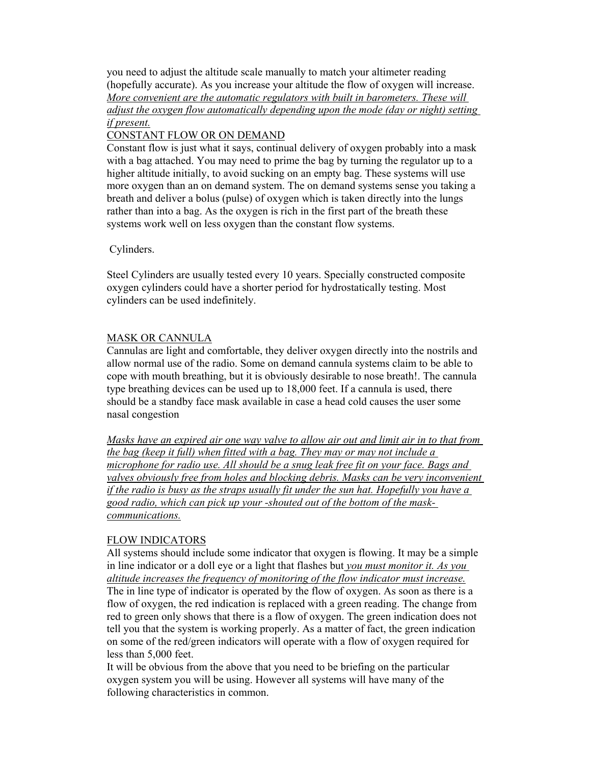you need to adjust the altitude scale manually to match your altimeter reading (hopefully accurate). As you increase your altitude the flow of oxygen will increase. *More convenient are the automatic regulators with built in barometers. These will adjust the oxygen flow automatically depending upon the mode (day or night) setting if present.*

CONSTANT FLOW OR ON DEMAND

Constant flow is just what it says, continual delivery of oxygen probably into a mask with a bag attached. You may need to prime the bag by turning the regulator up to a higher altitude initially, to avoid sucking on an empty bag. These systems will use more oxygen than an on demand system. The on demand systems sense you taking a breath and deliver a bolus (pulse) of oxygen which is taken directly into the lungs rather than into a bag. As the oxygen is rich in the first part of the breath these systems work well on less oxygen than the constant flow systems.

Cylinders.

Steel Cylinders are usually tested every 10 years. Specially constructed composite oxygen cylinders could have a shorter period for hydrostatically testing. Most cylinders can be used indefinitely.

MASK OR CANNULA

Cannulas are light and comfortable, they deliver oxygen directly into the nostrils and allow normal use of the radio. Some on demand cannula systems claim to be able to cope with mouth breathing, but it is obviously desirable to nose breath!. The cannula type breathing devices can be used up to 18,000 feet. If a cannula is used, there should be a standby face mask available in case a head cold causes the user some nasal congestion

*Masks have an expired air one way valve to allow air out and limit air in to that from the bag (keep it full) when fitted with a bag. They may or may not include a microphone for radio use. All should be a snug leak free fit on your face. Bags and valves obviously free from holes and blocking debris. Masks can be very inconvenient if the radio is busy as the straps usually fit under the sun hat. Hopefully you have a good radio, which can pick up your -shouted out of the bottom of the mask- communications.*

FLOW INDICATORS

All systems should include some indicator that oxygen is flowing. It may be a simple in line indicator or a doll eye or a light that flashes but *you must monitor it. As you altitude increases the frequency of monitoring of the flow indicator must increase.* The in line type of indicator is operated by the flow of oxygen. As soon as there is a flow of oxygen, the red indication is replaced with a green reading. The change from red to green only shows that there is a flow of oxygen. The green indication does not tell you that the system is working properly. As a matter of fact, the green indication on some of the red/green indicators will operate with a flow of oxygen required for less than 5,000 feet.

It will be obvious from the above that you need to be briefing on the particular oxygen system you will be using. However all systems will have many of the following characteristics in common.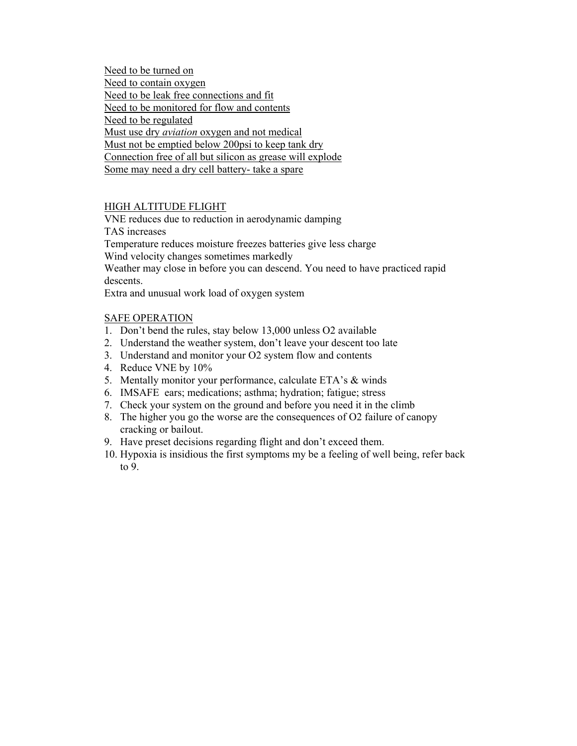<u>Need to be turned on</u>
<u>Need to contain oxygen</u>
<u>Need to be leak free connections and fit</u>
<u>Need to be monitored for flow and contents</u>
<u>Need to be regulated</u>
<u>Must use dry *aviation* oxygen and not medical</u>
<u>Must not be emptied below 200psi to keep tank dry</u>
<u>Connection free of all but silicon as grease will explode</u>
<u>Some may need a dry cell battery- take a spare</u>

<u>HIGH ALTITUDE FLIGHT</u>

VNE reduces due to reduction in aerodynamic damping
TAS increases
Temperature reduces moisture freezes batteries give less charge
Wind velocity changes sometimes markedly
Weather may close in before you can descend. You need to have practiced rapid descents.
Extra and unusual work load of oxygen system

<u>SAFE OPERATION</u>

1. Don't bend the rules, stay below 13,000 unless O2 available
2. Understand the weather system, don't leave your descent too late
3. Understand and monitor your O2 system flow and contents
4. Reduce VNE by 10%
5. Mentally monitor your performance, calculate ETA's & winds
6. IMSAFE ears; medications; asthma; hydration; fatigue; stress
7. Check your system on the ground and before you need it in the climb
8. The higher you go the worse are the consequences of O2 failure of canopy cracking or bailout.
9. Have preset decisions regarding flight and don't exceed them.
10. Hypoxia is insidious the first symptoms my be a feeling of well being, refer back to 9.